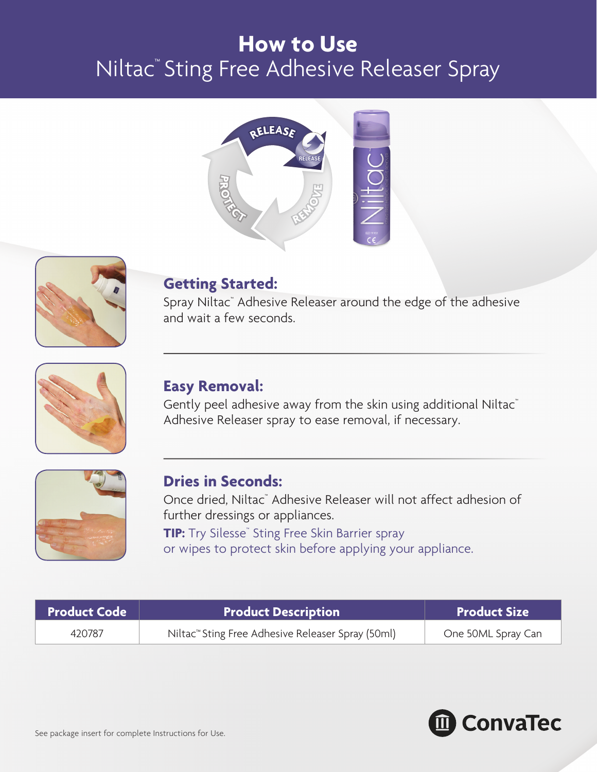# How to Use

## Niltac™ Sting Free Adhesive Releaser Spray

### Getting Started:

Spray Niltac™ Adhesive Releaser around the edge of the adhesive and wait a few seconds.

### Easy Removal:

Gently peel adhesive away from the skin using additional Niltac™ Adhesive Releaser spray to ease removal, if necessary.

### Dries in Seconds:

Once dried, Niltac™ Adhesive Releaser will not affect adhesion of further dressings or appliances.

**TIP:** Try Silesse™ Sting Free Skin Barrier spray or wipes to protect skin before applying your appliance.

| Product Code | Product Description | Product Size |
| --- | --- | --- |
| 420787 | Niltac™ Sting Free Adhesive Releaser Spray (50ml) | One 50ML Spray Can |

See package insert for complete Instructions for Use.

ConvaTec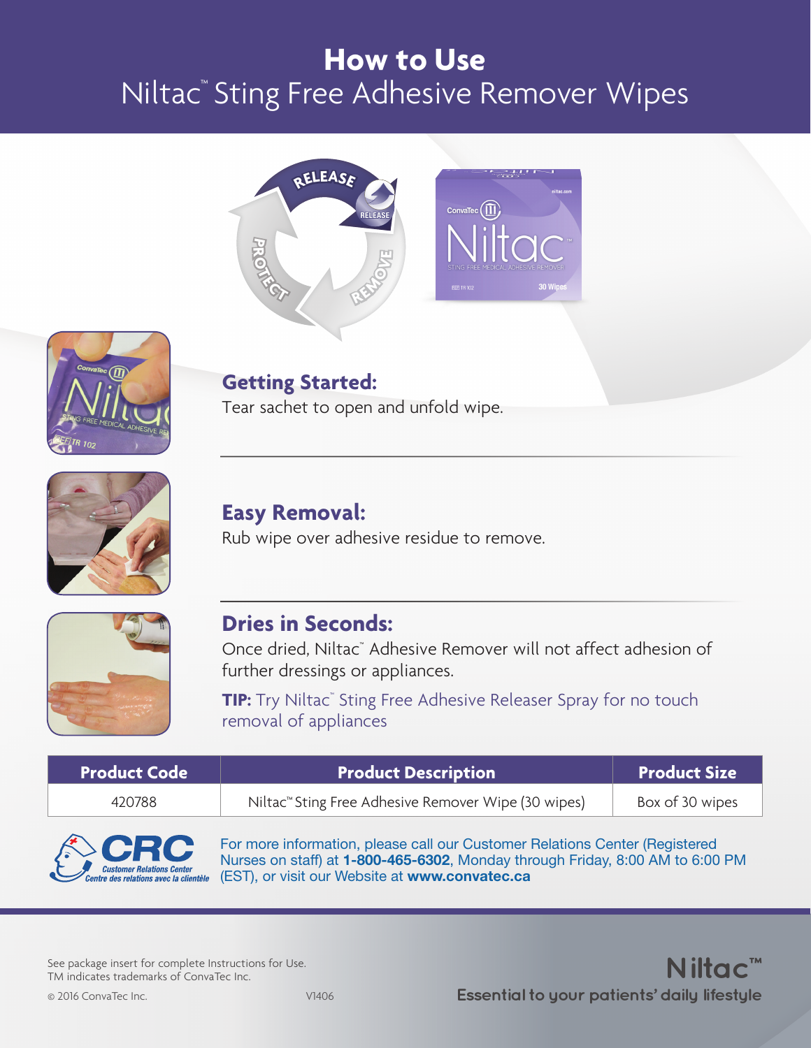# How to Use
## Niltac™ Sting Free Adhesive Remover Wipes

### Getting Started:
Tear sachet to open and unfold wipe.

### Easy Removal:
Rub wipe over adhesive residue to remove.

### Dries in Seconds:
Once dried, Niltac™ Adhesive Remover will not affect adhesion of further dressings or appliances.

**TIP:** Try Niltac™ Sting Free Adhesive Releaser Spray for no touch removal of appliances

| Product Code | Product Description | Product Size |
| --- | --- | --- |
| 420788 | Niltac™ Sting Free Adhesive Remover Wipe (30 wipes) | Box of 30 wipes |

CRC Customer Relations Center / Centre des relations avec la clientèle

For more information, please call our Customer Relations Center (Registered Nurses on staff) at **1-800-465-6302**, Monday through Friday, 8:00 AM to 6:00 PM (EST), or visit our Website at **www.convatec.ca**

See package insert for complete Instructions for Use.
TM indicates trademarks of ConvaTec Inc.

© 2016 ConvaTec Inc. V1406

Niltac™
Essential to your patients' daily lifestyle